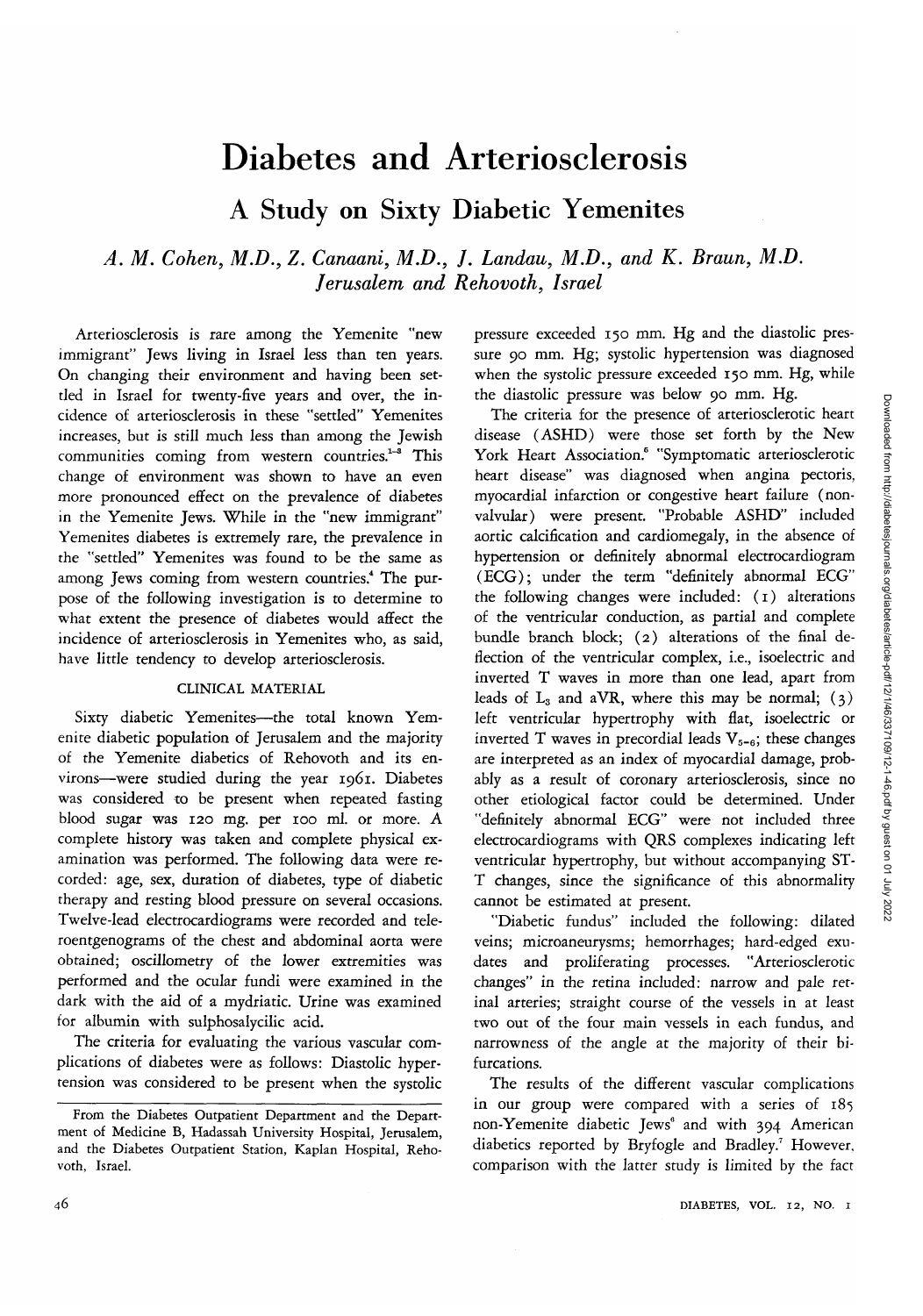# Diabetes and Arteriosclerosis

## A Study on Sixty Diabetic Yemenites

*A. M. Cohen, M.D., Z. Canaani, M.D., J. Landau, M.D., and K. Braun, M.D.*
*Jerusalem and Rehovoth, Israel*

Arteriosclerosis is rare among the Yemenite "new immigrant" Jews living in Israel less than ten years. On changing their environment and having been settled in Israel for twenty-five years and over, the incidence of arteriosclerosis in these "settled" Yemenites increases, but is still much less than among the Jewish communities coming from western countries.[1-3] This change of environment was shown to have an even more pronounced effect on the prevalence of diabetes in the Yemenite Jews. While in the "new immigrant" Yemenites diabetes is extremely rare, the prevalence in the "settled" Yemenites was found to be the same as among Jews coming from western countries.[4] The purpose of the following investigation is to determine to what extent the presence of diabetes would affect the incidence of arteriosclerosis in Yemenites who, as said, have little tendency to develop arteriosclerosis.

### CLINICAL MATERIAL

Sixty diabetic Yemenites—the total known Yemenite diabetic population of Jerusalem and the majority of the Yemenite diabetics of Rehovoth and its environs—were studied during the year 1961. Diabetes was considered to be present when repeated fasting blood sugar was 120 mg. per 100 ml. or more. A complete history was taken and complete physical examination was performed. The following data were recorded: age, sex, duration of diabetes, type of diabetic therapy and resting blood pressure on several occasions. Twelve-lead electrocardiograms were recorded and teleroentgenograms of the chest and abdominal aorta were obtained; oscillometry of the lower extremities was performed and the ocular fundi were examined in the dark with the aid of a mydriatic. Urine was examined for albumin with sulphosalycilic acid.

The criteria for evaluating the various vascular complications of diabetes were as follows: Diastolic hypertension was considered to be present when the systolic pressure exceeded 150 mm. Hg and the diastolic pressure 90 mm. Hg; systolic hypertension was diagnosed when the systolic pressure exceeded 150 mm. Hg, while the diastolic pressure was below 90 mm. Hg.

The criteria for the presence of arteriosclerotic heart disease (ASHD) were those set forth by the New York Heart Association.[5] "Symptomatic arteriosclerotic heart disease" was diagnosed when angina pectoris, myocardial infarction or congestive heart failure (nonvalvular) were present. "Probable ASHD" included aortic calcification and cardiomegaly, in the absence of hypertension or definitely abnormal electrocardiogram (ECG); under the term "definitely abnormal ECG" the following changes were included: (1) alterations of the ventricular conduction, as partial and complete bundle branch block; (2) alterations of the final deflection of the ventricular complex, i.e., isoelectric and inverted T waves in more than one lead, apart from leads of $L_3$ and aVR, where this may be normal; (3) left ventricular hypertrophy with flat, isoelectric or inverted T waves in precordial leads $V_{5-6}$; these changes are interpreted as an index of myocardial damage, probably as a result of coronary arteriosclerosis, since no other etiological factor could be determined. Under "definitely abnormal ECG" were not included three electrocardiograms with QRS complexes indicating left ventricular hypertrophy, but without accompanying ST-T changes, since the significance of this abnormality cannot be estimated at present.

"Diabetic fundus" included the following: dilated veins; microaneurysms; hemorrhages; hard-edged exudates and proliferating processes. "Arteriosclerotic changes" in the retina included: narrow and pale retinal arteries; straight course of the vessels in at least two out of the four main vessels in each fundus, and narrowness of the angle at the majority of their bifurcations.

The results of the different vascular complications in our group were compared with a series of 185 non-Yemenite diabetic Jews[6] and with 394 American diabetics reported by Bryfogle and Bradley.[7] However, comparison with the latter study is limited by the fact

From the Diabetes Outpatient Department and the Department of Medicine B, Hadassah University Hospital, Jerusalem, and the Diabetes Outpatient Station, Kaplan Hospital, Rehovoth, Israel.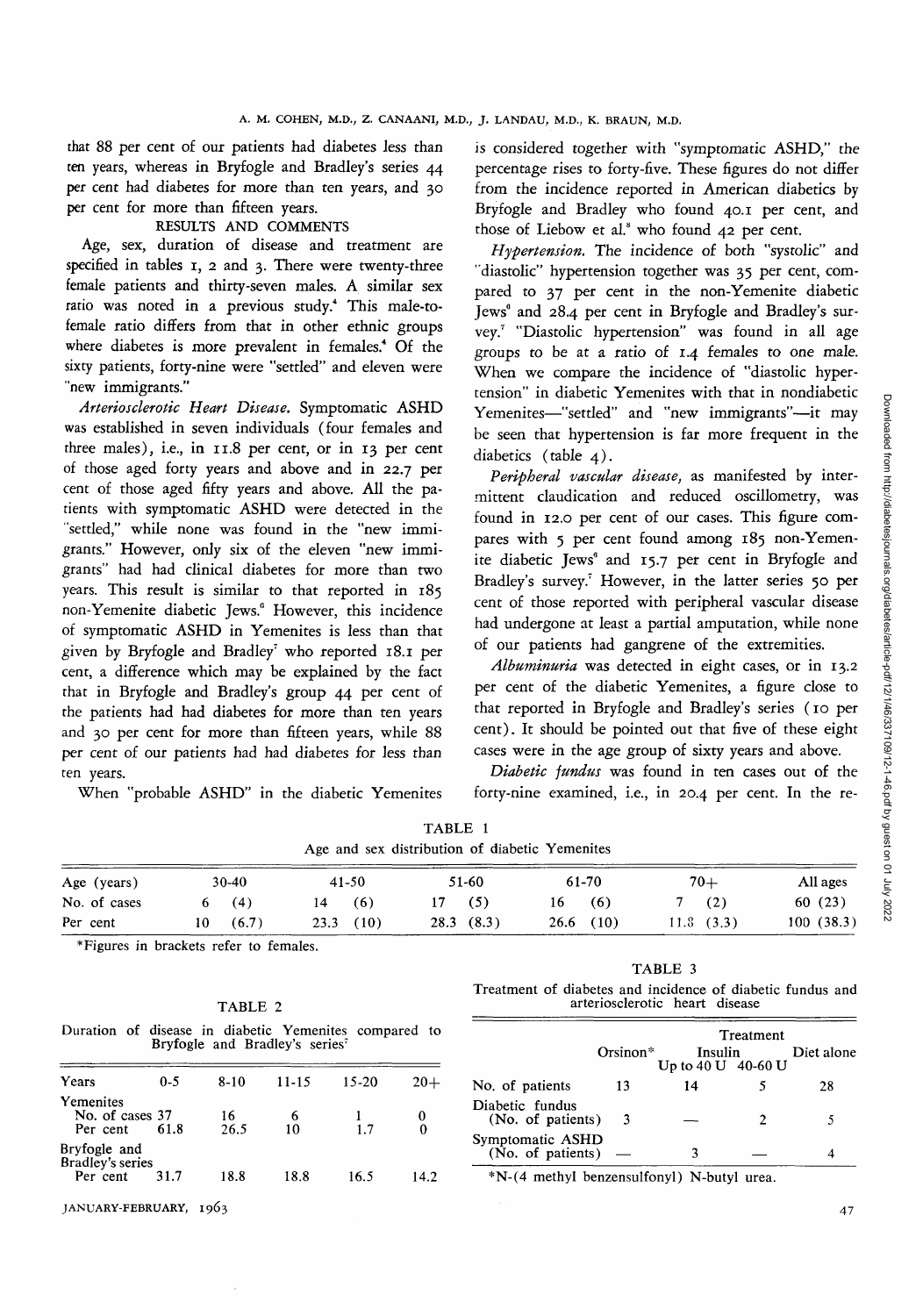that 88 per cent of our patients had diabetes less than ten years, whereas in Bryfogle and Bradley's series 44 per cent had diabetes for more than ten years, and 30 per cent for more than fifteen years.

## RESULTS AND COMMENTS

Age, sex, duration of disease and treatment are specified in tables 1, 2 and 3. There were twenty-three female patients and thirty-seven males. A similar sex ratio was noted in a previous study.[4] This male-to-female ratio differs from that in other ethnic groups where diabetes is more prevalent in females.[4] Of the sixty patients, forty-nine were "settled" and eleven were "new immigrants."

*Arteriosclerotic Heart Disease.* Symptomatic ASHD was established in seven individuals (four females and three males), i.e., in 11.8 per cent, or in 13 per cent of those aged forty years and above and in 22.7 per cent of those aged fifty years and above. All the patients with symptomatic ASHD were detected in the "settled," while none was found in the "new immigrants." However, only six of the eleven "new immigrants" had had clinical diabetes for more than two years. This result is similar to that reported in 185 non-Yemenite diabetic Jews.[6] However, this incidence of symptomatic ASHD in Yemenites is less than that given by Bryfogle and Bradley[7] who reported 18.1 per cent, a difference which may be explained by the fact that in Bryfogle and Bradley's group 44 per cent of the patients had had diabetes for more than ten years and 30 per cent for more than fifteen years, while 88 per cent of our patients had had diabetes for less than ten years.

When "probable ASHD" in the diabetic Yemenites is considered together with "symptomatic ASHD," the percentage rises to forty-five. These figures do not differ from the incidence reported in American diabetics by Bryfogle and Bradley who found 40.1 per cent, and those of Liebow et al.[8] who found 42 per cent.

*Hypertension.* The incidence of both "systolic" and "diastolic" hypertension together was 35 per cent, compared to 37 per cent in the non-Yemenite diabetic Jews[6] and 28.4 per cent in Bryfogle and Bradley's survey.[7] "Diastolic hypertension" was found in all age groups to be at a ratio of 1.4 females to one male. When we compare the incidence of "diastolic hypertension" in diabetic Yemenites with that in nondiabetic Yemenites—"settled" and "new immigrants"—it may be seen that hypertension is far more frequent in the diabetics (table 4).

*Peripheral vascular disease,* as manifested by intermittent claudication and reduced oscillometry, was found in 12.0 per cent of our cases. This figure compares with 5 per cent found among 185 non-Yemenite diabetic Jews[6] and 15.7 per cent in Bryfogle and Bradley's survey.[7] However, in the latter series 50 per cent of those reported with peripheral vascular disease had undergone at least a partial amputation, while none of our patients had gangrene of the extremities.

*Albuminuria* was detected in eight cases, or in 13.2 per cent of the diabetic Yemenites, a figure close to that reported in Bryfogle and Bradley's series (10 per cent). It should be pointed out that five of these eight cases were in the age group of sixty years and above.

*Diabetic fundus* was found in ten cases out of the forty-nine examined, i.e., in 20.4 per cent. In the re-

TABLE 1

Age and sex distribution of diabetic Yemenites

| Age (years) | 30-40 | 41-50 | 51-60 | 61-70 | 70+ | All ages |
|---|---|---|---|---|---|---|
| No. of cases | 6 (4) | 14 (6) | 17 (5) | 16 (6) | 7 (2) | 60 (23) |
| Per cent | 10 (6.7) | 23.3 (10) | 28.3 (8.3) | 26.6 (10) | 11.8 (3.3) | 100 (38.3) |

*Figures in brackets refer to females.

TABLE 2

Duration of disease in diabetic Yemenites compared to Bryfogle and Bradley's series[7]

| Years | 0-5 | 8-10 | 11-15 | 15-20 | 20+ |
|---|---|---|---|---|---|
| Yemenites | | | | | |
| No. of cases | 37 | 16 | 6 | 1 | 0 |
| Per cent | 61.8 | 26.5 | 10 | 1.7 | 0 |
| Bryfogle and Bradley's series | | | | | |
| Per cent | 31.7 | 18.8 | 18.8 | 16.5 | 14.2 |

TABLE 3

Treatment of diabetes and incidence of diabetic fundus and arteriosclerotic heart disease

| | Treatment | | | |
|---|---|---|---|---|
| | Orsinon* | Insulin Up to 40 U | Insulin 40-60 U | Diet alone |
| No. of patients | 13 | 14 | 5 | 28 |
| Diabetic fundus (No. of patients) | 3 | — | 2 | 5 |
| Symptomatic ASHD (No. of patients) | — | 3 | — | 4 |

*N-(4 methyl benzensulfonyl) N-butyl urea.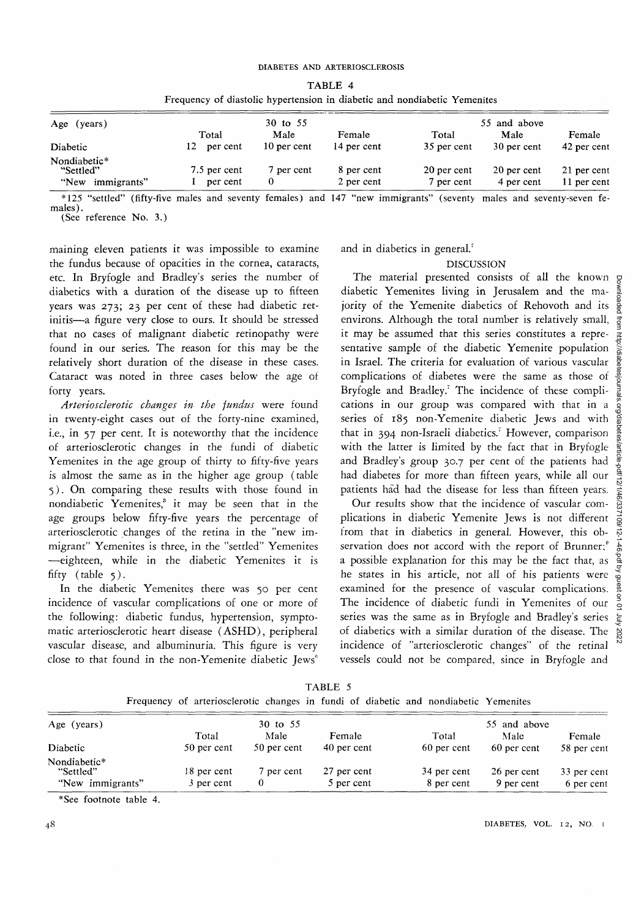TABLE 4

Frequency of diastolic hypertension in diabetic and nondiabetic Yemenites

| Age (years) | 30 to 55 | | | 55 and above | | |
|---|---|---|---|---|---|---|
| | Total | Male | Female | Total | Male | Female |
| Diabetic | 12 per cent | 10 per cent | 14 per cent | 35 per cent | 30 per cent | 42 per cent |
| Nondiabetic* | | | | | | |
| "Settled" | 7.5 per cent | 7 per cent | 8 per cent | 20 per cent | 20 per cent | 21 per cent |
| "New immigrants" | 1 per cent | 0 | 2 per cent | 7 per cent | 4 per cent | 11 per cent |

*125 "settled" (fifty-five males and seventy females) and 147 "new immigrants" (seventy males and seventy-seven females).
(See reference No. 3.)

maining eleven patients it was impossible to examine the fundus because of opacities in the cornea, cataracts, etc. In Bryfogle and Bradley's series the number of diabetics with a duration of the disease up to fifteen years was 273; 23 per cent of these had diabetic retinitis—a figure very close to ours. It should be stressed that no cases of malignant diabetic retinopathy were found in our series. The reason for this may be the relatively short duration of the disease in these cases. Cataract was noted in three cases below the age of forty years.

*Arteriosclerotic changes in the fundus* were found in twenty-eight cases out of the forty-nine examined, i.e., in 57 per cent. It is noteworthy that the incidence of arteriosclerotic changes in the fundi of diabetic Yemenites in the age group of thirty to fifty-five years is almost the same as in the higher age group (table 5). On comparing these results with those found in nondiabetic Yemenites,[8] it may be seen that in the age groups below fifty-five years the percentage of arteriosclerotic changes of the retina in the "new immigrant" Yemenites is three, in the "settled" Yemenites—eighteen, while in the diabetic Yemenites it is fifty (table 5).

In the diabetic Yemenites there was 50 per cent incidence of vascular complications of one or more of the following: diabetic fundus, hypertension, symptomatic arteriosclerotic heart disease (ASHD), peripheral vascular disease, and albuminuria. This figure is very close to that found in the non-Yemenite diabetic Jews[6] and in diabetics in general.[7]

## DISCUSSION

The material presented consists of all the known diabetic Yemenites living in Jerusalem and the majority of the Yemenite diabetics of Rehovoth and its environs. Although the total number is relatively small, it may be assumed that this series constitutes a representative sample of the diabetic Yemenite population in Israel. The criteria for evaluation of various vascular complications of diabetes were the same as those of Bryfogle and Bradley.[7] The incidence of these complications in our group was compared with that in a series of 185 non-Yemenite diabetic Jews and with that in 394 non-Israeli diabetics.[7] However, comparison with the latter is limited by the fact that in Bryfogle and Bradley's group 30.7 per cent of the patients had had diabetes for more than fifteen years, while all our patients had had the disease for less than fifteen years.

Our results show that the incidence of vascular complications in diabetic Yemenite Jews is not different from that in diabetics in general. However, this observation does not accord with the report of Brunner;[9] a possible explanation for this may be the fact that, as he states in his article, not all of his patients were examined for the presence of vascular complications. The incidence of diabetic fundi in Yemenites of our series was the same as in Bryfogle and Bradley's series of diabetics with a similar duration of the disease. The incidence of "arteriosclerotic changes" of the retinal vessels could not be compared, since in Bryfogle and

TABLE 5

Frequency of arteriosclerotic changes in fundi of diabetic and nondiabetic Yemenites

| Age (years) | 30 to 55 | | | 55 and above | | |
|---|---|---|---|---|---|---|
| | Total | Male | Female | Total | Male | Female |
| Diabetic | 50 per cent | 50 per cent | 40 per cent | 60 per cent | 60 per cent | 58 per cent |
| Nondiabetic* | | | | | | |
| "Settled" | 18 per cent | 7 per cent | 27 per cent | 34 per cent | 26 per cent | 33 per cent |
| "New immigrants" | 3 per cent | 0 | 5 per cent | 8 per cent | 9 per cent | 6 per cent |

*See footnote table 4.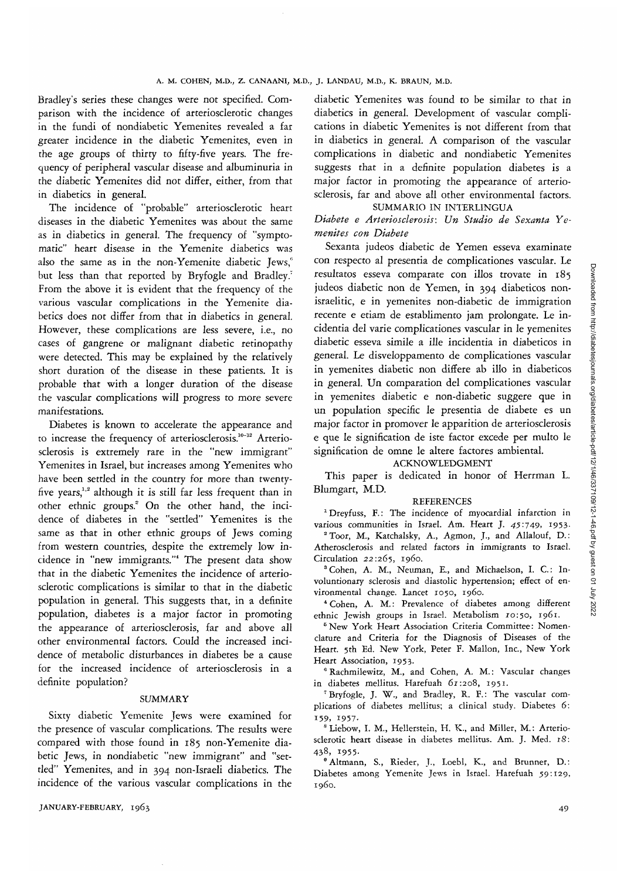Bradley's series these changes were not specified. Comparison with the incidence of arteriosclerotic changes in the fundi of nondiabetic Yemenites revealed a far greater incidence in the diabetic Yemenites, even in the age groups of thirty to fifty-five years. The frequency of peripheral vascular disease and albuminuria in the diabetic Yemenites did not differ, either, from that in diabetics in general.

The incidence of "probable" arteriosclerotic heart diseases in the diabetic Yemenites was about the same as in diabetics in general. The frequency of "symptomatic" heart disease in the Yemenite diabetics was also the same as in the non-Yemenite diabetic Jews,[6] but less than that reported by Bryfogle and Bradley.[7] From the above it is evident that the frequency of the various vascular complications in the Yemenite diabetics does not differ from that in diabetics in general. However, these complications are less severe, i.e., no cases of gangrene or malignant diabetic retinopathy were detected. This may be explained by the relatively short duration of the disease in these patients. It is probable that with a longer duration of the disease the vascular complications will progress to more severe manifestations.

Diabetes is known to accelerate the appearance and to increase the frequency of arteriosclerosis.[10-12] Arteriosclerosis is extremely rare in the "new immigrant" Yemenites in Israel, but increases among Yemenites who have been settled in the country for more than twenty-five years,[1,2] although it is still far less frequent than in other ethnic groups.[2] On the other hand, the incidence of diabetes in the "settled" Yemenites is the same as that in other ethnic groups of Jews coming from western countries, despite the extremely low incidence in "new immigrants."[4] The present data show that in the diabetic Yemenites the incidence of arteriosclerotic complications is similar to that in the diabetic population in general. This suggests that, in a definite population, diabetes is a major factor in promoting the appearance of arteriosclerosis, far and above all other environmental factors. Could the increased incidence of metabolic disturbances in diabetes be a cause for the increased incidence of arteriosclerosis in a definite population?

## SUMMARY

Sixty diabetic Yemenite Jews were examined for the presence of vascular complications. The results were compared with those found in 185 non-Yemenite diabetic Jews, in nondiabetic "new immigrant" and "settled" Yemenites, and in 394 non-Israeli diabetics. The incidence of the various vascular complications in the diabetic Yemenites was found to be similar to that in diabetics in general. Development of vascular complications in diabetic Yemenites is not different from that in diabetics in general. A comparison of the vascular complications in diabetic and nondiabetic Yemenites suggests that in a definite population diabetes is a major factor in promoting the appearance of arteriosclerosis, far and above all other environmental factors.

## SUMMARIO IN INTERLINGUA

*Diabete e Arteriosclerosis: Un Studio de Sexanta Yemenites con Diabete*

Sexanta judeos diabetic de Yemen esseva examinate con respecto al presentia de complicationes vascular. Le resultatos esseva comparate con illos trovate in 185 judeos diabetic non de Yemen, in 394 diabeticos non-israelitic, e in yemenites non-diabetic de immigration recente e etiam de establimento jam prolongate. Le incidentia del varie complicationes vascular in le yemenites diabetic esseva simile a ille incidentia in diabeticos in general. Le disveloppamento de complicationes vascular in yemenites diabetic non differe ab illo in diabeticos in general. Un comparation del complicationes vascular in yemenites diabetic e non-diabetic suggere que in un population specific le presentia de diabete es un major factor in promover le apparition de arteriosclerosis e que le signification de iste factor excede per multo le signification de omne le altere factores ambiental.

## ACKNOWLEDGMENT

This paper is dedicated in honor of Herrman L. Blumgart, M.D.

## REFERENCES

1. Dreyfuss, F.: The incidence of myocardial infarction in various communities in Israel. Am. Heart J. 45:749, 1953.
2. Toor, M., Katchalsky, A., Agmon, J., and Allalouf, D.: Atherosclerosis and related factors in immigrants to Israel. Circulation 22:265, 1960.
3. Cohen, A. M., Neuman, E., and Michaelson, I. C.: Involuntionary sclerosis and diastolic hypertension; effect of environmental change. Lancet 1050, 1960.
4. Cohen, A. M.: Prevalence of diabetes among different ethnic Jewish groups in Israel. Metabolism 10:50, 1961.
5. New York Heart Association Criteria Committee: Nomenclature and Criteria for the Diagnosis of Diseases of the Heart. 5th Ed. New York, Peter F. Mallon, Inc., New York Heart Association, 1953.
6. Rachmilewitz, M., and Cohen, A. M.: Vascular changes in diabetes mellitus. Harefuah 61:208, 1951.
7. Bryfogle, J. W., and Bradley, R. F.: The vascular complications of diabetes mellitus; a clinical study. Diabetes 6: 159, 1957.
8. Liebow, I. M., Hellerstein, H. K., and Miller, M.: Arteriosclerotic heart disease in diabetes mellitus. Am. J. Med. 18: 438, 1955.
9. Altmann, S., Rieder, J., Loebl, K., and Brunner, D.: Diabetes among Yemenite Jews in Israel. Harefuah 59:129, 1960.